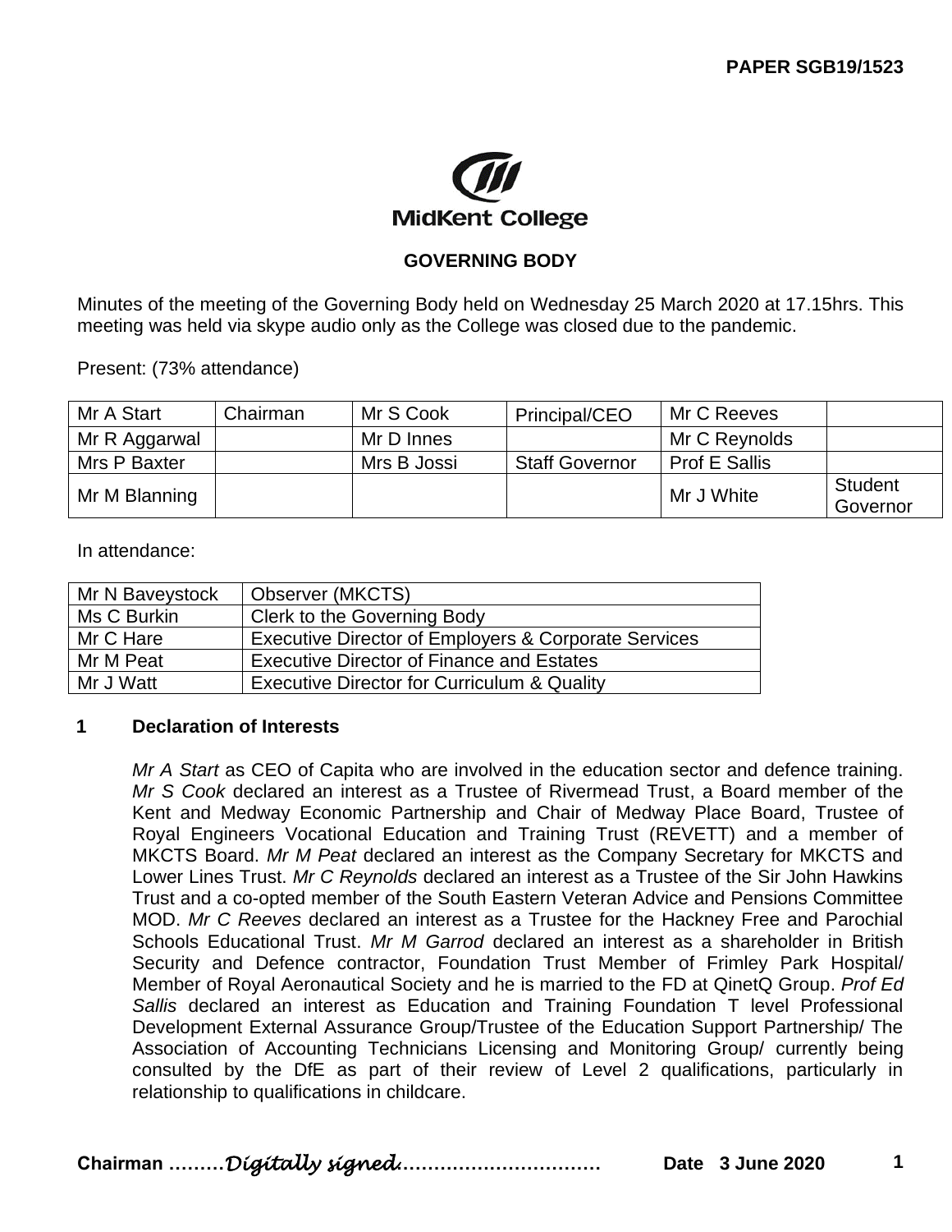PAPER SGB19/1523

MidKent College

## GOVERNING BODY

Minutes of the meeting of the Governing Body held on Wednesday 25 March 2020 at 17.15hrs. This meeting was held via skype audio only as the College was closed due to the pandemic.

Present: (73% attendance)

| Mr A Start | Chairman | Mr S Cook | Principal/CEO | Mr C Reeves | |
|---|---|---|---|---|---|
| Mr R Aggarwal | | Mr D Innes | | Mr C Reynolds | |
| Mrs P Baxter | | Mrs B Jossi | Staff Governor | Prof E Sallis | |
| Mr M Blanning | | | | Mr J White | Student Governor |

In attendance:

| Mr N Baveystock | Observer (MKCTS) |
|---|---|
| Ms C Burkin | Clerk to the Governing Body |
| Mr C Hare | Executive Director of Employers & Corporate Services |
| Mr M Peat | Executive Director of Finance and Estates |
| Mr J Watt | Executive Director for Curriculum & Quality |

### 1 Declaration of Interests

*Mr A Start* as CEO of Capita who are involved in the education sector and defence training. *Mr S Cook* declared an interest as a Trustee of Rivermead Trust, a Board member of the Kent and Medway Economic Partnership and Chair of Medway Place Board, Trustee of Royal Engineers Vocational Education and Training Trust (REVETT) and a member of MKCTS Board. *Mr M Peat* declared an interest as the Company Secretary for MKCTS and Lower Lines Trust. *Mr C Reynolds* declared an interest as a Trustee of the Sir John Hawkins Trust and a co-opted member of the South Eastern Veteran Advice and Pensions Committee MOD. *Mr C Reeves* declared an interest as a Trustee for the Hackney Free and Parochial Schools Educational Trust. *Mr M Garrod* declared an interest as a shareholder in British Security and Defence contractor, Foundation Trust Member of Frimley Park Hospital/ Member of Royal Aeronautical Society and he is married to the FD at QinetQ Group. *Prof Ed Sallis* declared an interest as Education and Training Foundation T level Professional Development External Assurance Group/Trustee of the Education Support Partnership/ The Association of Accounting Technicians Licensing and Monitoring Group/ currently being consulted by the DfE as part of their review of Level 2 qualifications, particularly in relationship to qualifications in childcare.

**Chairman** ………*Digitally signed*…………………………… **Date 3 June 2020**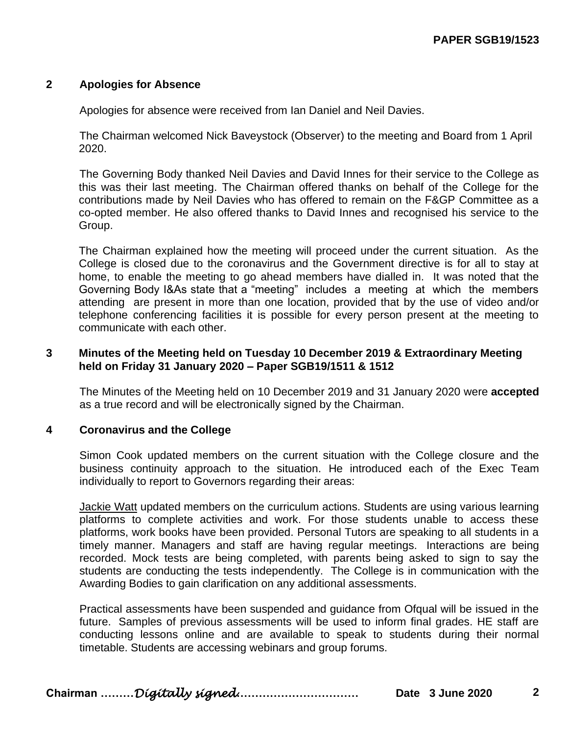## 2 Apologies for Absence

Apologies for absence were received from Ian Daniel and Neil Davies.

The Chairman welcomed Nick Baveystock (Observer) to the meeting and Board from 1 April 2020.

The Governing Body thanked Neil Davies and David Innes for their service to the College as this was their last meeting. The Chairman offered thanks on behalf of the College for the contributions made by Neil Davies who has offered to remain on the F&GP Committee as a co-opted member. He also offered thanks to David Innes and recognised his service to the Group.

The Chairman explained how the meeting will proceed under the current situation. As the College is closed due to the coronavirus and the Government directive is for all to stay at home, to enable the meeting to go ahead members have dialled in. It was noted that the Governing Body I&As state that a "meeting" includes a meeting at which the members attending are present in more than one location, provided that by the use of video and/or telephone conferencing facilities it is possible for every person present at the meeting to communicate with each other.

## 3 Minutes of the Meeting held on Tuesday 10 December 2019 & Extraordinary Meeting held on Friday 31 January 2020 – Paper SGB19/1511 & 1512

The Minutes of the Meeting held on 10 December 2019 and 31 January 2020 were **accepted** as a true record and will be electronically signed by the Chairman.

## 4 Coronavirus and the College

Simon Cook updated members on the current situation with the College closure and the business continuity approach to the situation. He introduced each of the Exec Team individually to report to Governors regarding their areas:

Jackie Watt updated members on the curriculum actions. Students are using various learning platforms to complete activities and work. For those students unable to access these platforms, work books have been provided. Personal Tutors are speaking to all students in a timely manner. Managers and staff are having regular meetings. Interactions are being recorded. Mock tests are being completed, with parents being asked to sign to say the students are conducting the tests independently. The College is in communication with the Awarding Bodies to gain clarification on any additional assessments.

Practical assessments have been suspended and guidance from Ofqual will be issued in the future. Samples of previous assessments will be used to inform final grades. HE staff are conducting lessons online and are available to speak to students during their normal timetable. Students are accessing webinars and group forums.

Chairman ………*Digitally signed*…………………………… Date 3 June 2020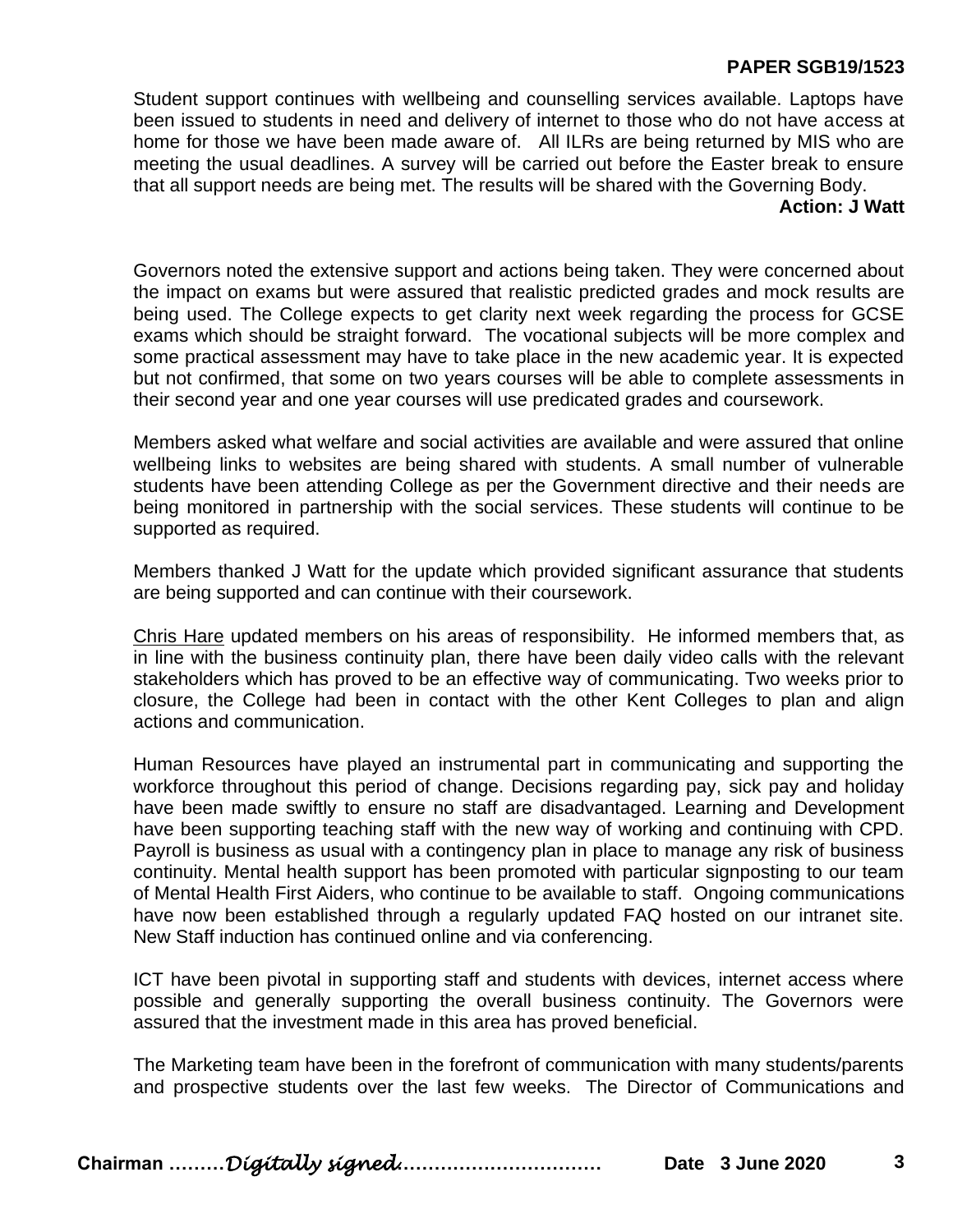Student support continues with wellbeing and counselling services available. Laptops have been issued to students in need and delivery of internet to those who do not have access at home for those we have been made aware of. All ILRs are being returned by MIS who are meeting the usual deadlines. A survey will be carried out before the Easter break to ensure that all support needs are being met. The results will be shared with the Governing Body.

**Action: J Watt**

Governors noted the extensive support and actions being taken. They were concerned about the impact on exams but were assured that realistic predicted grades and mock results are being used. The College expects to get clarity next week regarding the process for GCSE exams which should be straight forward. The vocational subjects will be more complex and some practical assessment may have to take place in the new academic year. It is expected but not confirmed, that some on two years courses will be able to complete assessments in their second year and one year courses will use predicated grades and coursework.

Members asked what welfare and social activities are available and were assured that online wellbeing links to websites are being shared with students. A small number of vulnerable students have been attending College as per the Government directive and their needs are being monitored in partnership with the social services. These students will continue to be supported as required.

Members thanked J Watt for the update which provided significant assurance that students are being supported and can continue with their coursework.

Chris Hare updated members on his areas of responsibility. He informed members that, as in line with the business continuity plan, there have been daily video calls with the relevant stakeholders which has proved to be an effective way of communicating. Two weeks prior to closure, the College had been in contact with the other Kent Colleges to plan and align actions and communication.

Human Resources have played an instrumental part in communicating and supporting the workforce throughout this period of change. Decisions regarding pay, sick pay and holiday have been made swiftly to ensure no staff are disadvantaged. Learning and Development have been supporting teaching staff with the new way of working and continuing with CPD. Payroll is business as usual with a contingency plan in place to manage any risk of business continuity. Mental health support has been promoted with particular signposting to our team of Mental Health First Aiders, who continue to be available to staff. Ongoing communications have now been established through a regularly updated FAQ hosted on our intranet site. New Staff induction has continued online and via conferencing.

ICT have been pivotal in supporting staff and students with devices, internet access where possible and generally supporting the overall business continuity. The Governors were assured that the investment made in this area has proved beneficial.

The Marketing team have been in the forefront of communication with many students/parents and prospective students over the last few weeks. The Director of Communications and

**Chairman** ………*Digitally signed*………………………… **Date 3 June 2020**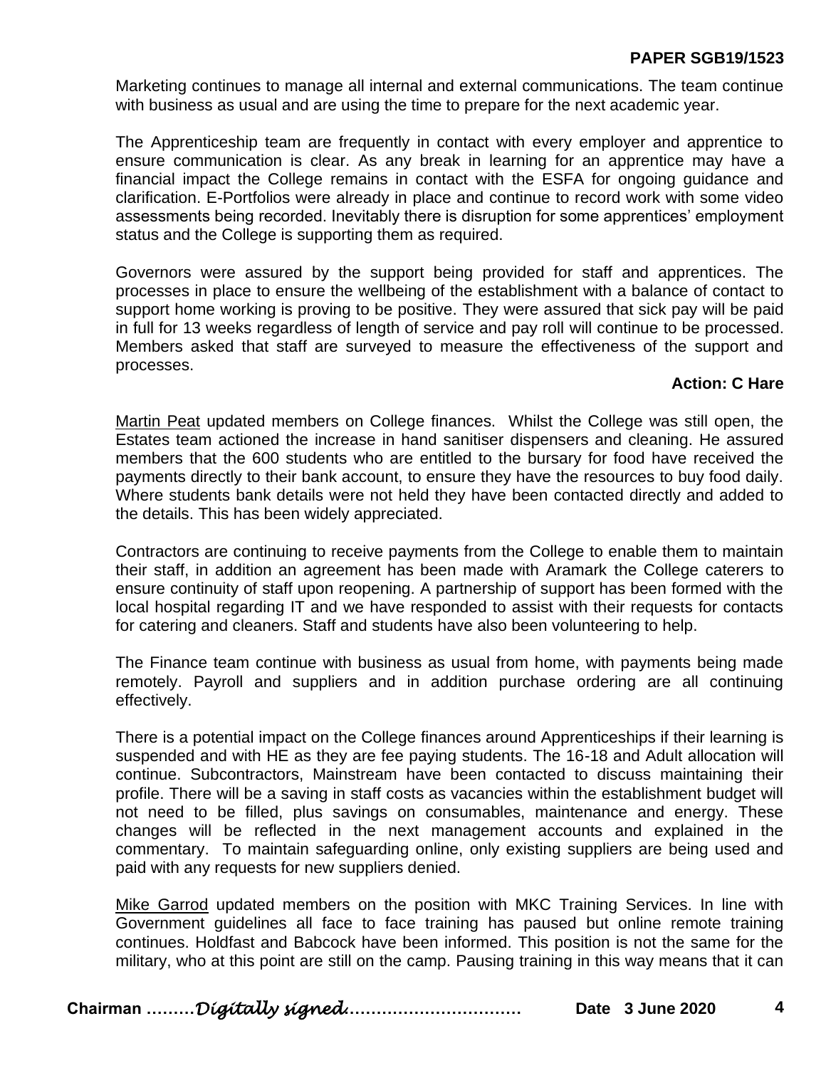Marketing continues to manage all internal and external communications. The team continue with business as usual and are using the time to prepare for the next academic year.

The Apprenticeship team are frequently in contact with every employer and apprentice to ensure communication is clear. As any break in learning for an apprentice may have a financial impact the College remains in contact with the ESFA for ongoing guidance and clarification. E-Portfolios were already in place and continue to record work with some video assessments being recorded. Inevitably there is disruption for some apprentices' employment status and the College is supporting them as required.

Governors were assured by the support being provided for staff and apprentices. The processes in place to ensure the wellbeing of the establishment with a balance of contact to support home working is proving to be positive. They were assured that sick pay will be paid in full for 13 weeks regardless of length of service and pay roll will continue to be processed. Members asked that staff are surveyed to measure the effectiveness of the support and processes.

**Action: C Hare**

Martin Peat updated members on College finances. Whilst the College was still open, the Estates team actioned the increase in hand sanitiser dispensers and cleaning. He assured members that the 600 students who are entitled to the bursary for food have received the payments directly to their bank account, to ensure they have the resources to buy food daily. Where students bank details were not held they have been contacted directly and added to the details. This has been widely appreciated.

Contractors are continuing to receive payments from the College to enable them to maintain their staff, in addition an agreement has been made with Aramark the College caterers to ensure continuity of staff upon reopening. A partnership of support has been formed with the local hospital regarding IT and we have responded to assist with their requests for contacts for catering and cleaners. Staff and students have also been volunteering to help.

The Finance team continue with business as usual from home, with payments being made remotely. Payroll and suppliers and in addition purchase ordering are all continuing effectively.

There is a potential impact on the College finances around Apprenticeships if their learning is suspended and with HE as they are fee paying students. The 16-18 and Adult allocation will continue. Subcontractors, Mainstream have been contacted to discuss maintaining their profile. There will be a saving in staff costs as vacancies within the establishment budget will not need to be filled, plus savings on consumables, maintenance and energy. These changes will be reflected in the next management accounts and explained in the commentary. To maintain safeguarding online, only existing suppliers are being used and paid with any requests for new suppliers denied.

Mike Garrod updated members on the position with MKC Training Services. In line with Government guidelines all face to face training has paused but online remote training continues. Holdfast and Babcock have been informed. This position is not the same for the military, who at this point are still on the camp. Pausing training in this way means that it can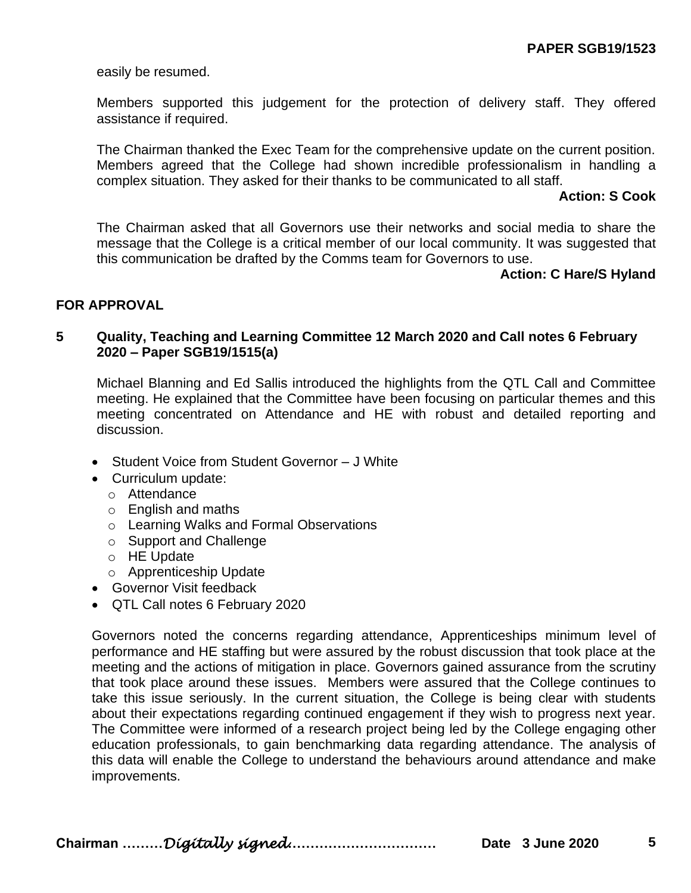easily be resumed.

Members supported this judgement for the protection of delivery staff. They offered assistance if required.

The Chairman thanked the Exec Team for the comprehensive update on the current position. Members agreed that the College had shown incredible professionalism in handling a complex situation. They asked for their thanks to be communicated to all staff.

**Action: S Cook**

The Chairman asked that all Governors use their networks and social media to share the message that the College is a critical member of our local community. It was suggested that this communication be drafted by the Comms team for Governors to use.

**Action: C Hare/S Hyland**

## FOR APPROVAL

### 5 Quality, Teaching and Learning Committee 12 March 2020 and Call notes 6 February 2020 – Paper SGB19/1515(a)

Michael Blanning and Ed Sallis introduced the highlights from the QTL Call and Committee meeting. He explained that the Committee have been focusing on particular themes and this meeting concentrated on Attendance and HE with robust and detailed reporting and discussion.

- Student Voice from Student Governor – J White
- Curriculum update:
  - Attendance
  - English and maths
  - Learning Walks and Formal Observations
  - Support and Challenge
  - HE Update
  - Apprenticeship Update
- Governor Visit feedback
- QTL Call notes 6 February 2020

Governors noted the concerns regarding attendance, Apprenticeships minimum level of performance and HE staffing but were assured by the robust discussion that took place at the meeting and the actions of mitigation in place. Governors gained assurance from the scrutiny that took place around these issues. Members were assured that the College continues to take this issue seriously. In the current situation, the College is being clear with students about their expectations regarding continued engagement if they wish to progress next year. The Committee were informed of a research project being led by the College engaging other education professionals, to gain benchmarking data regarding attendance. The analysis of this data will enable the College to understand the behaviours around attendance and make improvements.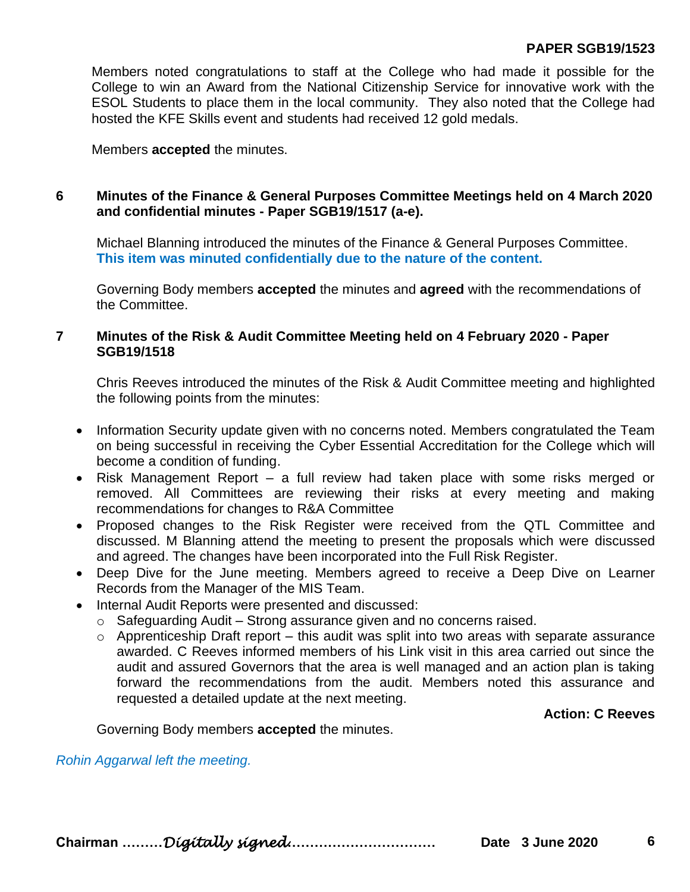Members noted congratulations to staff at the College who had made it possible for the College to win an Award from the National Citizenship Service for innovative work with the ESOL Students to place them in the local community. They also noted that the College had hosted the KFE Skills event and students had received 12 gold medals.

Members **accepted** the minutes.

### 6 Minutes of the Finance & General Purposes Committee Meetings held on 4 March 2020 and confidential minutes - Paper SGB19/1517 (a-e).

Michael Blanning introduced the minutes of the Finance & General Purposes Committee. **This item was minuted confidentially due to the nature of the content.**

Governing Body members **accepted** the minutes and **agreed** with the recommendations of the Committee.

### 7 Minutes of the Risk & Audit Committee Meeting held on 4 February 2020 - Paper SGB19/1518

Chris Reeves introduced the minutes of the Risk & Audit Committee meeting and highlighted the following points from the minutes:

- Information Security update given with no concerns noted. Members congratulated the Team on being successful in receiving the Cyber Essential Accreditation for the College which will become a condition of funding.
- Risk Management Report – a full review had taken place with some risks merged or removed. All Committees are reviewing their risks at every meeting and making recommendations for changes to R&A Committee
- Proposed changes to the Risk Register were received from the QTL Committee and discussed. M Blanning attend the meeting to present the proposals which were discussed and agreed. The changes have been incorporated into the Full Risk Register.
- Deep Dive for the June meeting. Members agreed to receive a Deep Dive on Learner Records from the Manager of the MIS Team.
- Internal Audit Reports were presented and discussed:
  - Safeguarding Audit – Strong assurance given and no concerns raised.
  - Apprenticeship Draft report – this audit was split into two areas with separate assurance awarded. C Reeves informed members of his Link visit in this area carried out since the audit and assured Governors that the area is well managed and an action plan is taking forward the recommendations from the audit. Members noted this assurance and requested a detailed update at the next meeting.

**Action: C Reeves**

Governing Body members **accepted** the minutes.

*Rohin Aggarwal left the meeting.*

**Chairman** ………*Digitally signed*…………………………… **Date 3 June 2020**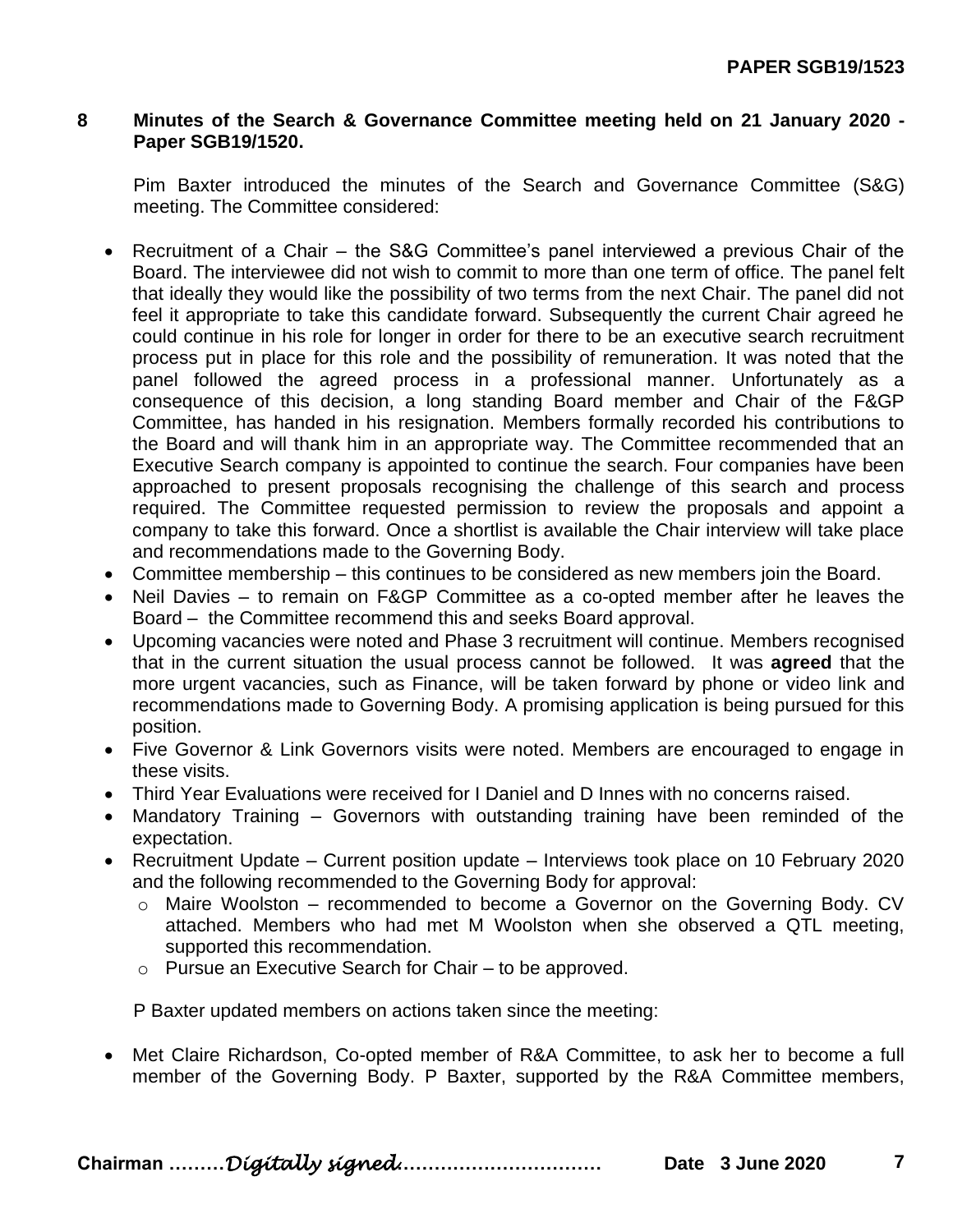**PAPER SGB19/1523**

## 8 Minutes of the Search & Governance Committee meeting held on 21 January 2020 - Paper SGB19/1520.

Pim Baxter introduced the minutes of the Search and Governance Committee (S&G) meeting. The Committee considered:

- Recruitment of a Chair – the S&G Committee's panel interviewed a previous Chair of the Board. The interviewee did not wish to commit to more than one term of office. The panel felt that ideally they would like the possibility of two terms from the next Chair. The panel did not feel it appropriate to take this candidate forward. Subsequently the current Chair agreed he could continue in his role for longer in order for there to be an executive search recruitment process put in place for this role and the possibility of remuneration. It was noted that the panel followed the agreed process in a professional manner. Unfortunately as a consequence of this decision, a long standing Board member and Chair of the F&GP Committee, has handed in his resignation. Members formally recorded his contributions to the Board and will thank him in an appropriate way. The Committee recommended that an Executive Search company is appointed to continue the search. Four companies have been approached to present proposals recognising the challenge of this search and process required. The Committee requested permission to review the proposals and appoint a company to take this forward. Once a shortlist is available the Chair interview will take place and recommendations made to the Governing Body.
- Committee membership – this continues to be considered as new members join the Board.
- Neil Davies – to remain on F&GP Committee as a co-opted member after he leaves the Board – the Committee recommend this and seeks Board approval.
- Upcoming vacancies were noted and Phase 3 recruitment will continue. Members recognised that in the current situation the usual process cannot be followed. It was **agreed** that the more urgent vacancies, such as Finance, will be taken forward by phone or video link and recommendations made to Governing Body. A promising application is being pursued for this position.
- Five Governor & Link Governors visits were noted. Members are encouraged to engage in these visits.
- Third Year Evaluations were received for I Daniel and D Innes with no concerns raised.
- Mandatory Training – Governors with outstanding training have been reminded of the expectation.
- Recruitment Update – Current position update – Interviews took place on 10 February 2020 and the following recommended to the Governing Body for approval:
  - Maire Woolston – recommended to become a Governor on the Governing Body. CV attached. Members who had met M Woolston when she observed a QTL meeting, supported this recommendation.
  - Pursue an Executive Search for Chair – to be approved.

P Baxter updated members on actions taken since the meeting:

- Met Claire Richardson, Co-opted member of R&A Committee, to ask her to become a full member of the Governing Body. P Baxter, supported by the R&A Committee members,

Chairman ………*Digitally signed*…………………………… Date 3 June 2020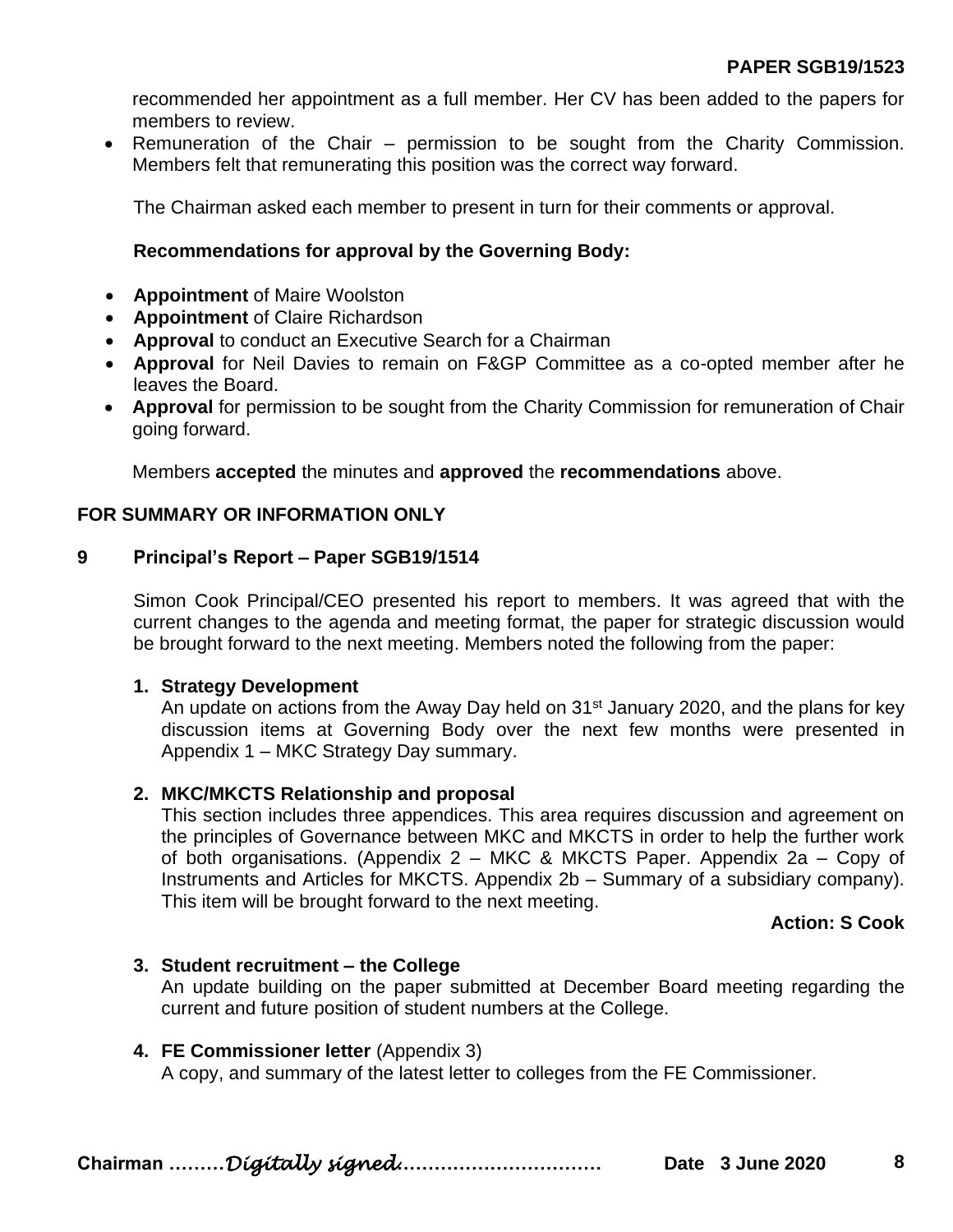recommended her appointment as a full member. Her CV has been added to the papers for members to review.

- Remuneration of the Chair – permission to be sought from the Charity Commission. Members felt that remunerating this position was the correct way forward.

The Chairman asked each member to present in turn for their comments or approval.

**Recommendations for approval by the Governing Body:**

- **Appointment** of Maire Woolston
- **Appointment** of Claire Richardson
- **Approval** to conduct an Executive Search for a Chairman
- **Approval** for Neil Davies to remain on F&GP Committee as a co-opted member after he leaves the Board.
- **Approval** for permission to be sought from the Charity Commission for remuneration of Chair going forward.

Members **accepted** the minutes and **approved** the **recommendations** above.

**FOR SUMMARY OR INFORMATION ONLY**

## 9 Principal's Report – Paper SGB19/1514

Simon Cook Principal/CEO presented his report to members. It was agreed that with the current changes to the agenda and meeting format, the paper for strategic discussion would be brought forward to the next meeting. Members noted the following from the paper:

1. **Strategy Development**
   An update on actions from the Away Day held on 31st January 2020, and the plans for key discussion items at Governing Body over the next few months were presented in Appendix 1 – MKC Strategy Day summary.

2. **MKC/MKCTS Relationship and proposal**
   This section includes three appendices. This area requires discussion and agreement on the principles of Governance between MKC and MKCTS in order to help the further work of both organisations. (Appendix 2 – MKC & MKCTS Paper. Appendix 2a – Copy of Instruments and Articles for MKCTS. Appendix 2b – Summary of a subsidiary company). This item will be brought forward to the next meeting.

   **Action: S Cook**

3. **Student recruitment – the College**
   An update building on the paper submitted at December Board meeting regarding the current and future position of student numbers at the College.

4. **FE Commissioner letter** (Appendix 3)
   A copy, and summary of the latest letter to colleges from the FE Commissioner.

**Chairman** ………*Digitally signed*…………………………… **Date 3 June 2020**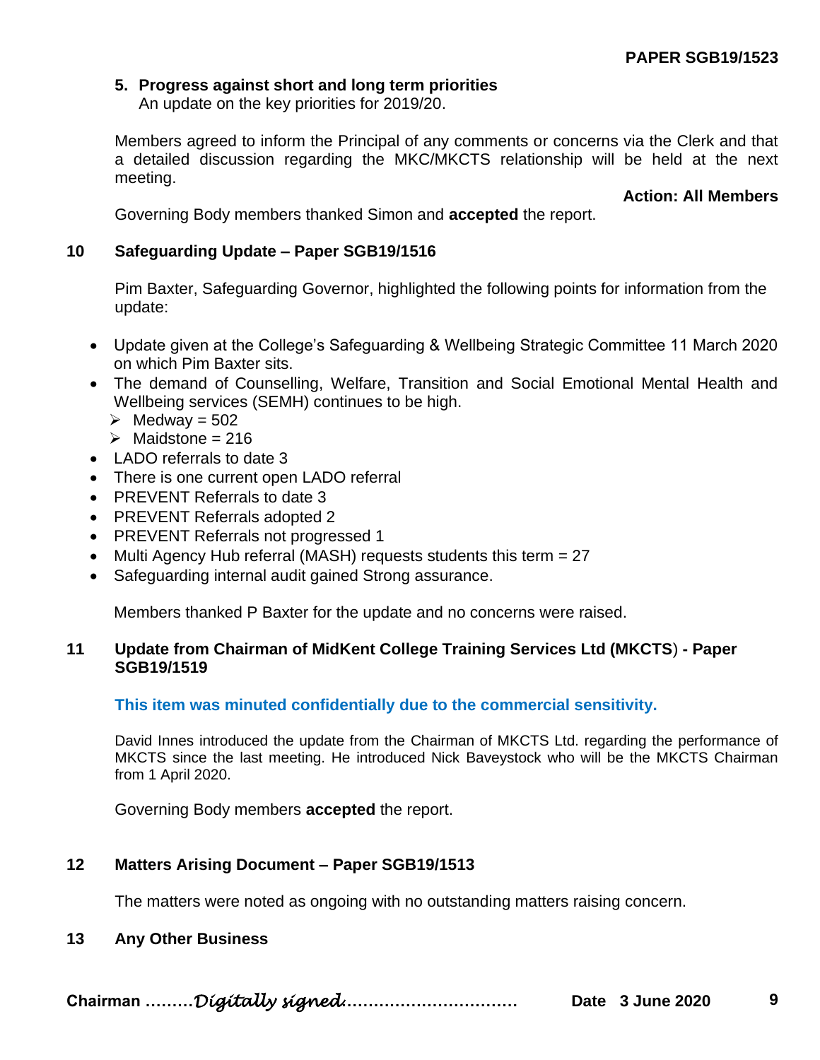**PAPER SGB19/1523**

**5. Progress against short and long term priorities**
An update on the key priorities for 2019/20.

Members agreed to inform the Principal of any comments or concerns via the Clerk and that a detailed discussion regarding the MKC/MKCTS relationship will be held at the next meeting.

**Action: All Members**

Governing Body members thanked Simon and **accepted** the report.

## 10 Safeguarding Update – Paper SGB19/1516

Pim Baxter, Safeguarding Governor, highlighted the following points for information from the update:

- Update given at the College's Safeguarding & Wellbeing Strategic Committee 11 March 2020 on which Pim Baxter sits.
- The demand of Counselling, Welfare, Transition and Social Emotional Mental Health and Wellbeing services (SEMH) continues to be high.
  - Medway = 502
  - Maidstone = 216
- LADO referrals to date 3
- There is one current open LADO referral
- PREVENT Referrals to date 3
- PREVENT Referrals adopted 2
- PREVENT Referrals not progressed 1
- Multi Agency Hub referral (MASH) requests students this term = 27
- Safeguarding internal audit gained Strong assurance.

Members thanked P Baxter for the update and no concerns were raised.

## 11 Update from Chairman of MidKent College Training Services Ltd (MKCTS) - Paper SGB19/1519

**This item was minuted confidentially due to the commercial sensitivity.**

David Innes introduced the update from the Chairman of MKCTS Ltd. regarding the performance of MKCTS since the last meeting. He introduced Nick Baveystock who will be the MKCTS Chairman from 1 April 2020.

Governing Body members **accepted** the report.

## 12 Matters Arising Document – Paper SGB19/1513

The matters were noted as ongoing with no outstanding matters raising concern.

## 13 Any Other Business

**Chairman ………*Digitally signed*……………………………… Date 3 June 2020**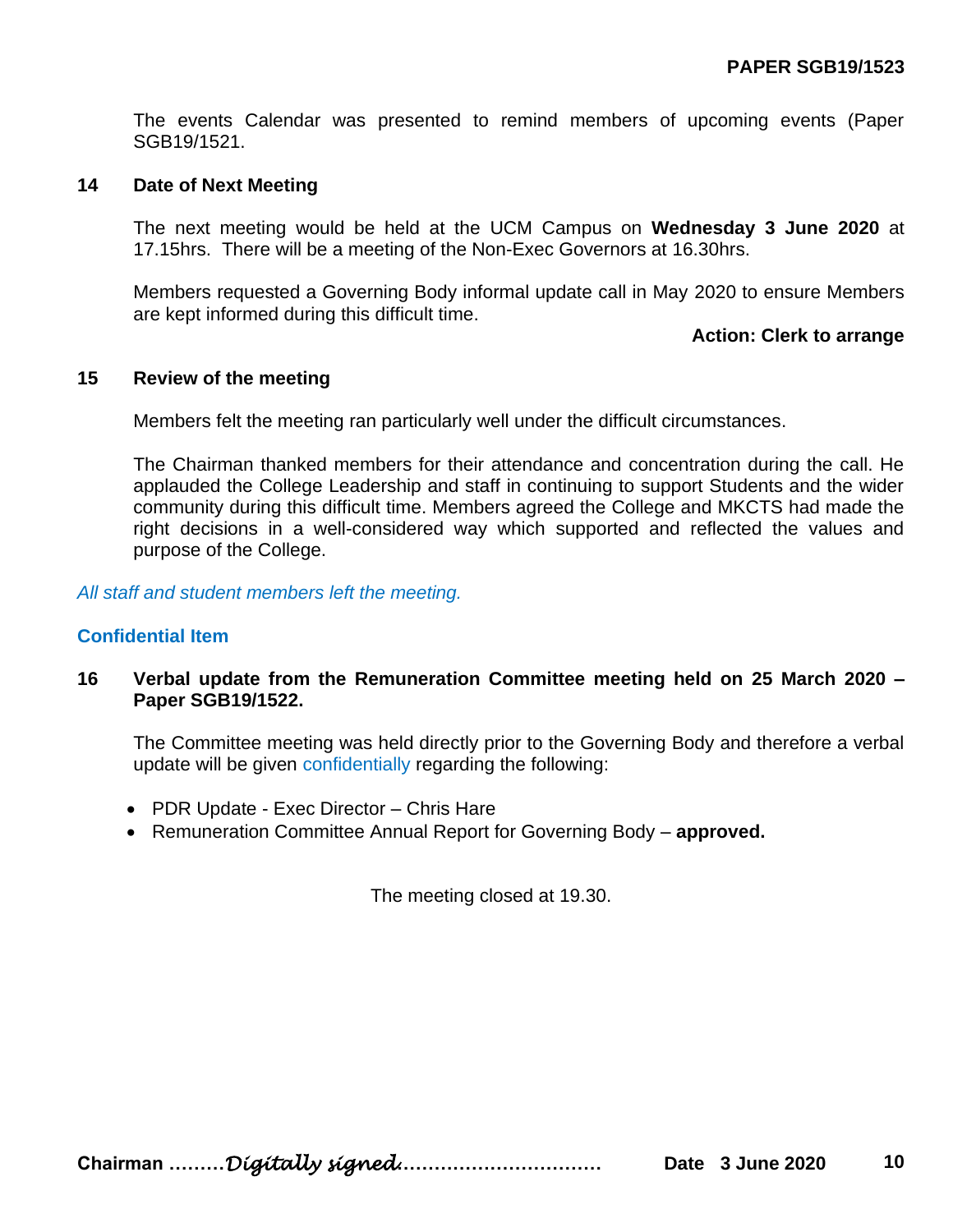The events Calendar was presented to remind members of upcoming events (Paper SGB19/1521.

## 14 Date of Next Meeting

The next meeting would be held at the UCM Campus on **Wednesday 3 June 2020** at 17.15hrs. There will be a meeting of the Non-Exec Governors at 16.30hrs.

Members requested a Governing Body informal update call in May 2020 to ensure Members are kept informed during this difficult time.

**Action: Clerk to arrange**

## 15 Review of the meeting

Members felt the meeting ran particularly well under the difficult circumstances.

The Chairman thanked members for their attendance and concentration during the call. He applauded the College Leadership and staff in continuing to support Students and the wider community during this difficult time. Members agreed the College and MKCTS had made the right decisions in a well-considered way which supported and reflected the values and purpose of the College.

*All staff and student members left the meeting.*

**Confidential Item**

## 16 Verbal update from the Remuneration Committee meeting held on 25 March 2020 – Paper SGB19/1522.

The Committee meeting was held directly prior to the Governing Body and therefore a verbal update will be given confidentially regarding the following:

- PDR Update - Exec Director – Chris Hare
- Remuneration Committee Annual Report for Governing Body – **approved.**

The meeting closed at 19.30.

**Chairman** ………*Digitally signed*…………………………… **Date 3 June 2020**